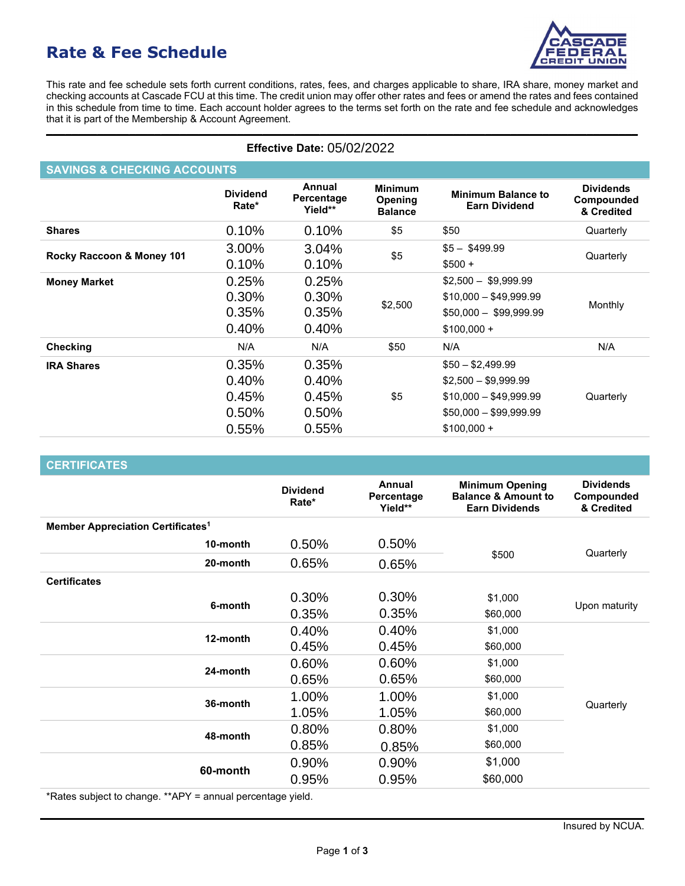# Rate & Fee Schedule

This rate and fee schedule sets forth current conditions, rates, fees, and charges applicable to share, IRA share, money market and checking accounts at Cascade FCU at this time. The credit union may offer other rates and fees or amend the rates and fees contained in this schedule from time to time. Each account holder agrees to the terms set forth on the rate and fee schedule and acknowledges that it is part of the Membership & Account Agreement.

**Effective Date:** 05/02/2022

## SAVINGS & CHECKING ACCOUNTS

| | Dividend Rate* | Annual Percentage Yield** | Minimum Opening Balance | Minimum Balance to Earn Dividend | Dividends Compounded & Credited |
|---|---|---|---|---|---|
| **Shares** | 0.10% | 0.10% | $5 | $50 | Quarterly |
| **Rocky Raccoon & Money 101** | 3.00% | 3.04% | $5 | $5 – $499.99 | Quarterly |
| | 0.10% | 0.10% | | $500 + | |
| **Money Market** | 0.25% | 0.25% | $2,500 | $2,500 – $9,999.99 | Monthly |
| | 0.30% | 0.30% | | $10,000 – $49,999.99 | |
| | 0.35% | 0.35% | | $50,000 – $99,999.99 | |
| | 0.40% | 0.40% | | $100,000 + | |
| **Checking** | N/A | N/A | $50 | N/A | N/A |
| **IRA Shares** | 0.35% | 0.35% | $5 | $50 – $2,499.99 | Quarterly |
| | 0.40% | 0.40% | | $2,500 – $9,999.99 | |
| | 0.45% | 0.45% | | $10,000 – $49,999.99 | |
| | 0.50% | 0.50% | | $50,000 – $99,999.99 | |
| | 0.55% | 0.55% | | $100,000 + | |

## CERTIFICATES

| | Dividend Rate* | Annual Percentage Yield** | Minimum Opening Balance & Amount to Earn Dividends | Dividends Compounded & Credited |
|---|---|---|---|---|
| **Member Appreciation Certificates**[1] | | | | |
| **10-month** | 0.50% | 0.50% | $500 | Quarterly |
| **20-month** | 0.65% | 0.65% | | |
| **Certificates** | | | | |
| **6-month** | 0.30% | 0.30% | $1,000 | Upon maturity |
| | 0.35% | 0.35% | $60,000 | |
| **12-month** | 0.40% | 0.40% | $1,000 | Quarterly |
| | 0.45% | 0.45% | $60,000 | |
| **24-month** | 0.60% | 0.60% | $1,000 | |
| | 0.65% | 0.65% | $60,000 | |
| **36-month** | 1.00% | 1.00% | $1,000 | |
| | 1.05% | 1.05% | $60,000 | |
| **48-month** | 0.80% | 0.80% | $1,000 | |
| | 0.85% | 0.85% | $60,000 | |
| **60-month** | 0.90% | 0.90% | $1,000 | |
| | 0.95% | 0.95% | $60,000 | |

*Rates subject to change. **APY = annual percentage yield.

Insured by NCUA.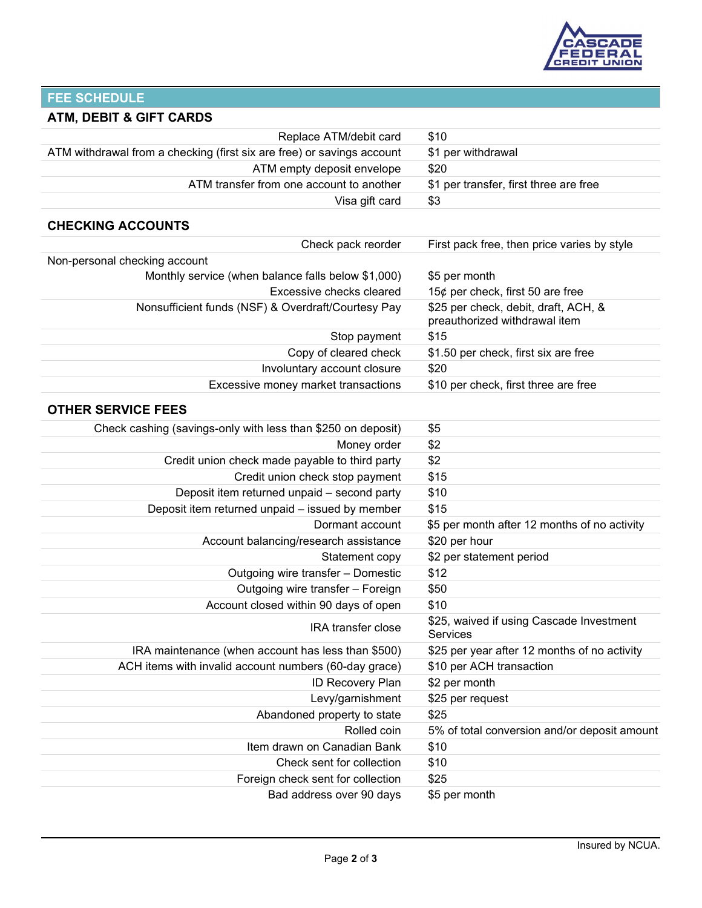## FEE SCHEDULE

### ATM, DEBIT & GIFT CARDS

| Service | Fee |
|---|---|
| Replace ATM/debit card | $10 |
| ATM withdrawal from a checking (first six are free) or savings account | $1 per withdrawal |
| ATM empty deposit envelope | $20 |
| ATM transfer from one account to another | $1 per transfer, first three are free |
| Visa gift card | $3 |

### CHECKING ACCOUNTS

| Service | Fee |
|---|---|
| Check pack reorder | First pack free, then price varies by style |
| Non-personal checking account | |
| Monthly service (when balance falls below $1,000) | $5 per month |
| Excessive checks cleared | 15¢ per check, first 50 are free |
| Nonsufficient funds (NSF) & Overdraft/Courtesy Pay | $25 per check, debit, draft, ACH, & preauthorized withdrawal item |
| Stop payment | $15 |
| Copy of cleared check | $1.50 per check, first six are free |
| Involuntary account closure | $20 |
| Excessive money market transactions | $10 per check, first three are free |

### OTHER SERVICE FEES

| Service | Fee |
|---|---|
| Check cashing (savings-only with less than $250 on deposit) | $5 |
| Money order | $2 |
| Credit union check made payable to third party | $2 |
| Credit union check stop payment | $15 |
| Deposit item returned unpaid – second party | $10 |
| Deposit item returned unpaid – issued by member | $15 |
| Dormant account | $5 per month after 12 months of no activity |
| Account balancing/research assistance | $20 per hour |
| Statement copy | $2 per statement period |
| Outgoing wire transfer – Domestic | $12 |
| Outgoing wire transfer – Foreign | $50 |
| Account closed within 90 days of open | $10 |
| IRA transfer close | $25, waived if using Cascade Investment Services |
| IRA maintenance (when account has less than $500) | $25 per year after 12 months of no activity |
| ACH items with invalid account numbers (60-day grace) | $10 per ACH transaction |
| ID Recovery Plan | $2 per month |
| Levy/garnishment | $25 per request |
| Abandoned property to state | $25 |
| Rolled coin | 5% of total conversion and/or deposit amount |
| Item drawn on Canadian Bank | $10 |
| Check sent for collection | $10 |
| Foreign check sent for collection | $25 |
| Bad address over 90 days | $5 per month |

Insured by NCUA.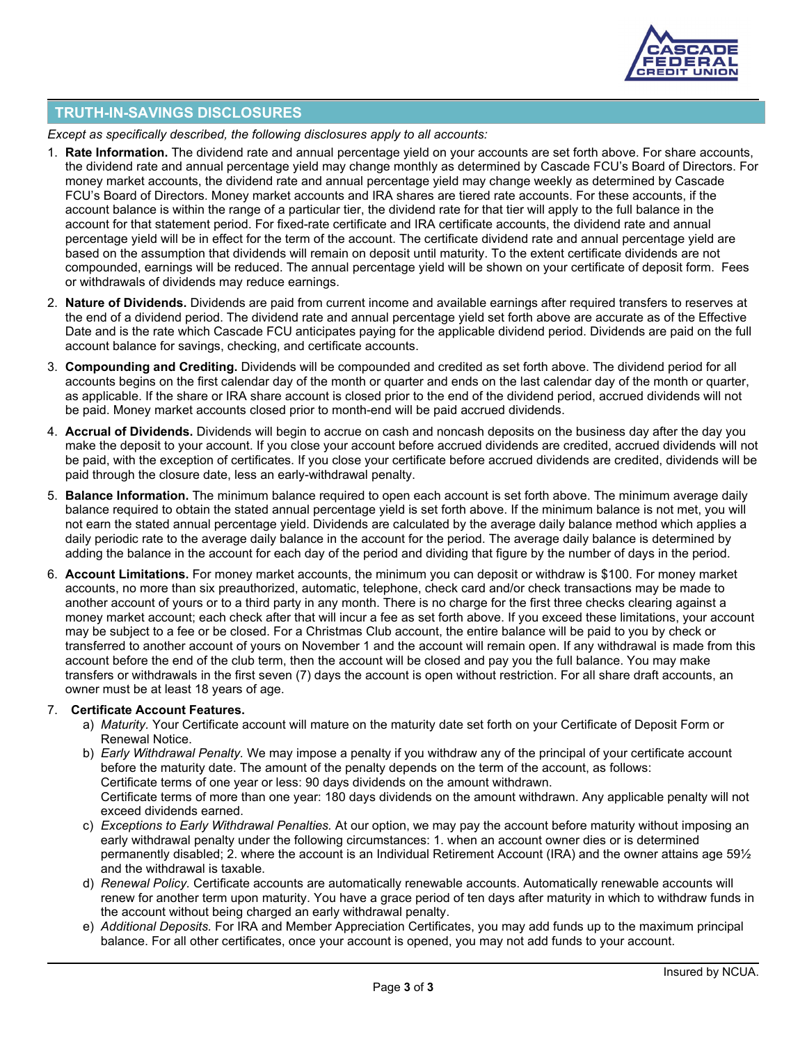## TRUTH-IN-SAVINGS DISCLOSURES

*Except as specifically described, the following disclosures apply to all accounts:*

1. **Rate Information.** The dividend rate and annual percentage yield on your accounts are set forth above. For share accounts, the dividend rate and annual percentage yield may change monthly as determined by Cascade FCU's Board of Directors. For money market accounts, the dividend rate and annual percentage yield may change weekly as determined by Cascade FCU's Board of Directors. Money market accounts and IRA shares are tiered rate accounts. For these accounts, if the account balance is within the range of a particular tier, the dividend rate for that tier will apply to the full balance in the account for that statement period. For fixed-rate certificate and IRA certificate accounts, the dividend rate and annual percentage yield will be in effect for the term of the account. The certificate dividend rate and annual percentage yield are based on the assumption that dividends will remain on deposit until maturity. To the extent certificate dividends are not compounded, earnings will be reduced. The annual percentage yield will be shown on your certificate of deposit form. Fees or withdrawals of dividends may reduce earnings.

2. **Nature of Dividends.** Dividends are paid from current income and available earnings after required transfers to reserves at the end of a dividend period. The dividend rate and annual percentage yield set forth above are accurate as of the Effective Date and is the rate which Cascade FCU anticipates paying for the applicable dividend period. Dividends are paid on the full account balance for savings, checking, and certificate accounts.

3. **Compounding and Crediting.** Dividends will be compounded and credited as set forth above. The dividend period for all accounts begins on the first calendar day of the month or quarter and ends on the last calendar day of the month or quarter, as applicable. If the share or IRA share account is closed prior to the end of the dividend period, accrued dividends will not be paid. Money market accounts closed prior to month-end will be paid accrued dividends.

4. **Accrual of Dividends.** Dividends will begin to accrue on cash and noncash deposits on the business day after the day you make the deposit to your account. If you close your account before accrued dividends are credited, accrued dividends will not be paid, with the exception of certificates. If you close your certificate before accrued dividends are credited, dividends will be paid through the closure date, less an early-withdrawal penalty.

5. **Balance Information.** The minimum balance required to open each account is set forth above. The minimum average daily balance required to obtain the stated annual percentage yield is set forth above. If the minimum balance is not met, you will not earn the stated annual percentage yield. Dividends are calculated by the average daily balance method which applies a daily periodic rate to the average daily balance in the account for the period. The average daily balance is determined by adding the balance in the account for each day of the period and dividing that figure by the number of days in the period.

6. **Account Limitations.** For money market accounts, the minimum you can deposit or withdraw is $100. For money market accounts, no more than six preauthorized, automatic, telephone, check card and/or check transactions may be made to another account of yours or to a third party in any month. There is no charge for the first three checks clearing against a money market account; each check after that will incur a fee as set forth above. If you exceed these limitations, your account may be subject to a fee or be closed. For a Christmas Club account, the entire balance will be paid to you by check or transferred to another account of yours on November 1 and the account will remain open. If any withdrawal is made from this account before the end of the club term, then the account will be closed and pay you the full balance. You may make transfers or withdrawals in the first seven (7) days the account is open without restriction. For all share draft accounts, an owner must be at least 18 years of age.

7. **Certificate Account Features.**
   a) *Maturity.* Your Certificate account will mature on the maturity date set forth on your Certificate of Deposit Form or Renewal Notice.
   b) *Early Withdrawal Penalty.* We may impose a penalty if you withdraw any of the principal of your certificate account before the maturity date. The amount of the penalty depends on the term of the account, as follows:
      Certificate terms of one year or less: 90 days dividends on the amount withdrawn.
      Certificate terms of more than one year: 180 days dividends on the amount withdrawn. Any applicable penalty will not exceed dividends earned.
   c) *Exceptions to Early Withdrawal Penalties.* At our option, we may pay the account before maturity without imposing an early withdrawal penalty under the following circumstances: 1. when an account owner dies or is determined permanently disabled; 2. where the account is an Individual Retirement Account (IRA) and the owner attains age 59½ and the withdrawal is taxable.
   d) *Renewal Policy.* Certificate accounts are automatically renewable accounts. Automatically renewable accounts will renew for another term upon maturity. You have a grace period of ten days after maturity in which to withdraw funds in the account without being charged an early withdrawal penalty.
   e) *Additional Deposits.* For IRA and Member Appreciation Certificates, you may add funds up to the maximum principal balance. For all other certificates, once your account is opened, you may not add funds to your account.

Insured by NCUA.